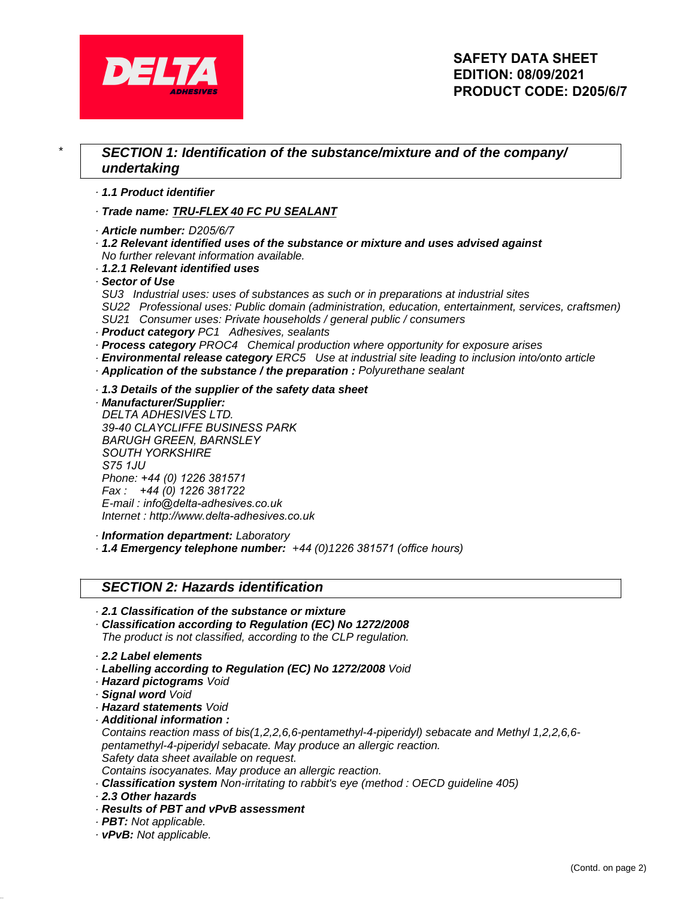DELTA ADHESIVES

**SAFETY DATA SHEET**
**EDITION: 08/09/2021**
**PRODUCT CODE: D205/6/7**

*

## *SECTION 1: Identification of the substance/mixture and of the company/ undertaking*

· ***1.1 Product identifier***

· ***Trade name: TRU-FLEX 40 FC PU SEALANT***

· ***Article number:*** *D205/6/7*
· ***1.2 Relevant identified uses of the substance or mixture and uses advised against***
*No further relevant information available.*
· ***1.2.1 Relevant identified uses***
· ***Sector of Use***
*SU3 Industrial uses: uses of substances as such or in preparations at industrial sites*
*SU22 Professional uses: Public domain (administration, education, entertainment, services, craftsmen)*
*SU21 Consumer uses: Private households / general public / consumers*
· ***Product category*** *PC1 Adhesives, sealants*
· ***Process category*** *PROC4 Chemical production where opportunity for exposure arises*
· ***Environmental release category*** *ERC5 Use at industrial site leading to inclusion into/onto article*
· ***Application of the substance / the preparation :*** *Polyurethane sealant*

· ***1.3 Details of the supplier of the safety data sheet***
· ***Manufacturer/Supplier:***
*DELTA ADHESIVES LTD.*
*39-40 CLAYCLIFFE BUSINESS PARK*
*BARUGH GREEN, BARNSLEY*
*SOUTH YORKSHIRE*
*S75 1JU*
*Phone: +44 (0) 1226 381571*
*Fax : +44 (0) 1226 381722*
*E-mail : info@delta-adhesives.co.uk*
*Internet : http://www.delta-adhesives.co.uk*

· ***Information department:*** *Laboratory*
· ***1.4 Emergency telephone number:*** *+44 (0)1226 381571 (office hours)*

## *SECTION 2: Hazards identification*

· ***2.1 Classification of the substance or mixture***
· ***Classification according to Regulation (EC) No 1272/2008***
*The product is not classified, according to the CLP regulation.*

· ***2.2 Label elements***
· ***Labelling according to Regulation (EC) No 1272/2008*** *Void*
· ***Hazard pictograms*** *Void*
· ***Signal word*** *Void*
· ***Hazard statements*** *Void*
· ***Additional information :***
*Contains reaction mass of bis(1,2,2,6,6-pentamethyl-4-piperidyl) sebacate and Methyl 1,2,2,6,6-pentamethyl-4-piperidyl sebacate. May produce an allergic reaction.*
*Safety data sheet available on request.*
*Contains isocyanates. May produce an allergic reaction.*
· ***Classification system*** *Non-irritating to rabbit's eye (method : OECD guideline 405)*
· ***2.3 Other hazards***
· ***Results of PBT and vPvB assessment***
· ***PBT:*** *Not applicable.*
· ***vPvB:*** *Not applicable.*

(Contd. on page 2)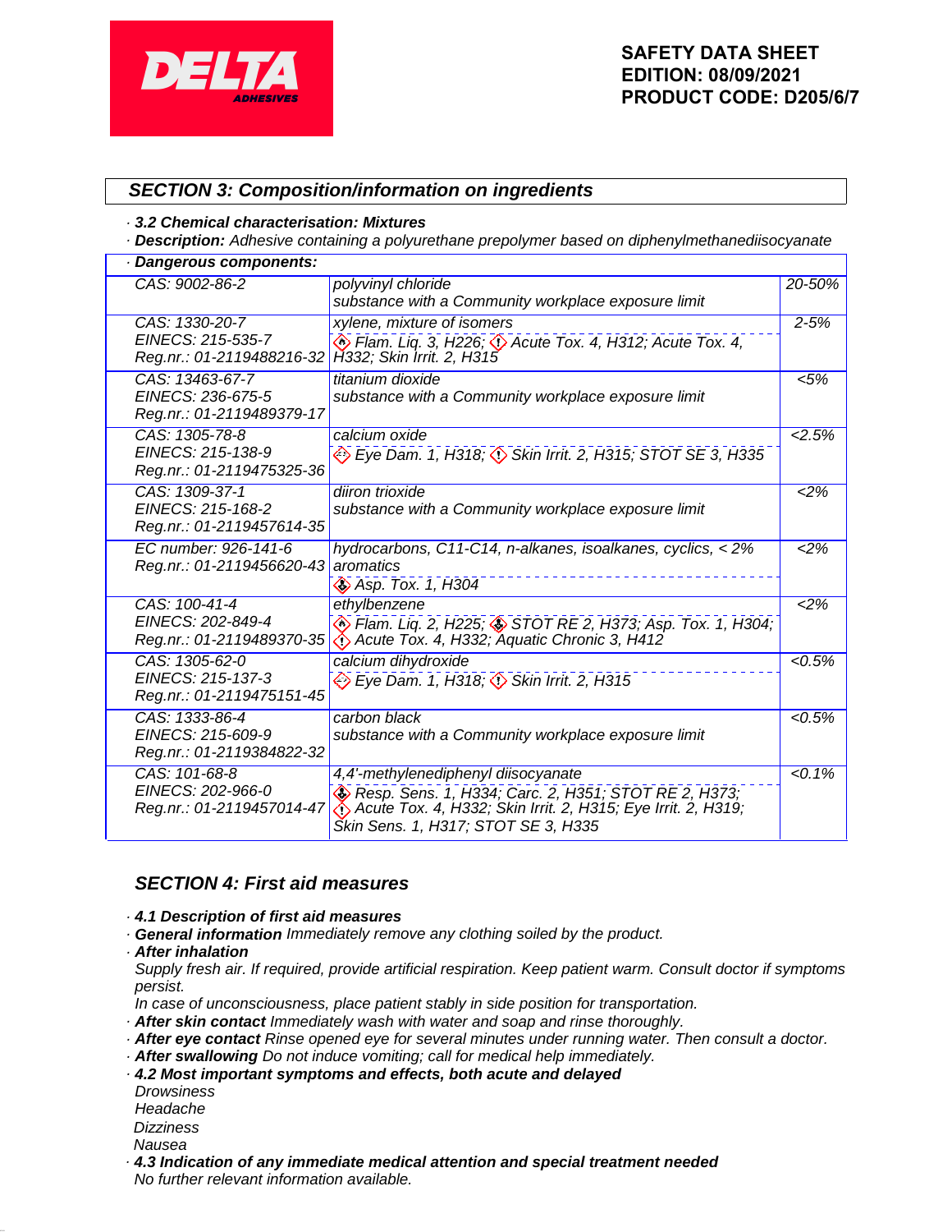## SECTION 3: Composition/information on ingredients

· **3.2 Chemical characterisation: Mixtures**

· **Description:** Adhesive containing a polyurethane prepolymer based on diphenylmethanediisocyanate

· **Dangerous components:**

| Identifiers | Name / Classification | Content |
|---|---|---|
| CAS: 9002-86-2 | polyvinyl chloride<br>substance with a Community workplace exposure limit | 20-50% |
| CAS: 1330-20-7<br>EINECS: 215-535-7<br>Reg.nr.: 01-2119488216-32 | xylene, mixture of isomers<br>Flam. Liq. 3, H226; Acute Tox. 4, H312; Acute Tox. 4, H332; Skin Irrit. 2, H315 | 2-5% |
| CAS: 13463-67-7<br>EINECS: 236-675-5<br>Reg.nr.: 01-2119489379-17 | titanium dioxide<br>substance with a Community workplace exposure limit | <5% |
| CAS: 1305-78-8<br>EINECS: 215-138-9<br>Reg.nr.: 01-2119475325-36 | calcium oxide<br>Eye Dam. 1, H318; Skin Irrit. 2, H315; STOT SE 3, H335 | <2.5% |
| CAS: 1309-37-1<br>EINECS: 215-168-2<br>Reg.nr.: 01-2119457614-35 | diiron trioxide<br>substance with a Community workplace exposure limit | <2% |
| EC number: 926-141-6<br>Reg.nr.: 01-2119456620-43 | hydrocarbons, C11-C14, n-alkanes, isoalkanes, cyclics, < 2% aromatics<br>Asp. Tox. 1, H304 | <2% |
| CAS: 100-41-4<br>EINECS: 202-849-4<br>Reg.nr.: 01-2119489370-35 | ethylbenzene<br>Flam. Liq. 2, H225; STOT RE 2, H373; Asp. Tox. 1, H304; Acute Tox. 4, H332; Aquatic Chronic 3, H412 | <2% |
| CAS: 1305-62-0<br>EINECS: 215-137-3<br>Reg.nr.: 01-2119475151-45 | calcium dihydroxide<br>Eye Dam. 1, H318; Skin Irrit. 2, H315 | <0.5% |
| CAS: 1333-86-4<br>EINECS: 215-609-9<br>Reg.nr.: 01-2119384822-32 | carbon black<br>substance with a Community workplace exposure limit | <0.5% |
| CAS: 101-68-8<br>EINECS: 202-966-0<br>Reg.nr.: 01-2119457014-47 | 4,4'-methylenediphenyl diisocyanate<br>Resp. Sens. 1, H334; Carc. 2, H351; STOT RE 2, H373; Acute Tox. 4, H332; Skin Irrit. 2, H315; Eye Irrit. 2, H319; Skin Sens. 1, H317; STOT SE 3, H335 | <0.1% |

## SECTION 4: First aid measures

· **4.1 Description of first aid measures**

· **General information** Immediately remove any clothing soiled by the product.

· **After inhalation**

Supply fresh air. If required, provide artificial respiration. Keep patient warm. Consult doctor if symptoms persist.

In case of unconsciousness, place patient stably in side position for transportation.

· **After skin contact** Immediately wash with water and soap and rinse thoroughly.

· **After eye contact** Rinse opened eye for several minutes under running water. Then consult a doctor.

· **After swallowing** Do not induce vomiting; call for medical help immediately.

· **4.2 Most important symptoms and effects, both acute and delayed**

Drowsiness
Headache
Dizziness
Nausea

· **4.3 Indication of any immediate medical attention and special treatment needed**

No further relevant information available.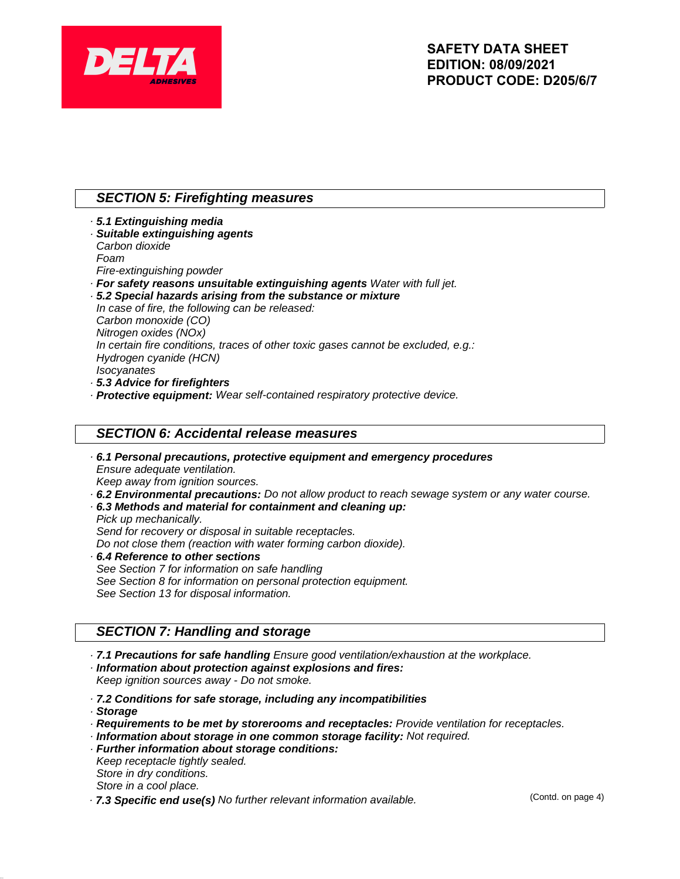## SECTION 5: Firefighting measures

· **5.1 Extinguishing media**
· **Suitable extinguishing agents**
*Carbon dioxide*
*Foam*
*Fire-extinguishing powder*
· **For safety reasons unsuitable extinguishing agents** *Water with full jet.*
· **5.2 Special hazards arising from the substance or mixture**
*In case of fire, the following can be released:*
*Carbon monoxide (CO)*
*Nitrogen oxides (NOx)*
*In certain fire conditions, traces of other toxic gases cannot be excluded, e.g.:*
*Hydrogen cyanide (HCN)*
*Isocyanates*
· **5.3 Advice for firefighters**
· **Protective equipment:** *Wear self-contained respiratory protective device.*

## SECTION 6: Accidental release measures

· **6.1 Personal precautions, protective equipment and emergency procedures**
*Ensure adequate ventilation.*
*Keep away from ignition sources.*
· **6.2 Environmental precautions:** *Do not allow product to reach sewage system or any water course.*
· **6.3 Methods and material for containment and cleaning up:**
*Pick up mechanically.*
*Send for recovery or disposal in suitable receptacles.*
*Do not close them (reaction with water forming carbon dioxide).*
· **6.4 Reference to other sections**
*See Section 7 for information on safe handling*
*See Section 8 for information on personal protection equipment.*
*See Section 13 for disposal information.*

## SECTION 7: Handling and storage

· **7.1 Precautions for safe handling** *Ensure good ventilation/exhaustion at the workplace.*
· **Information about protection against explosions and fires:**
*Keep ignition sources away - Do not smoke.*

· **7.2 Conditions for safe storage, including any incompatibilities**
· **Storage**
· **Requirements to be met by storerooms and receptacles:** *Provide ventilation for receptacles.*
· **Information about storage in one common storage facility:** *Not required.*
· **Further information about storage conditions:**
*Keep receptacle tightly sealed.*
*Store in dry conditions.*
*Store in a cool place.*
· **7.3 Specific end use(s)** *No further relevant information available.*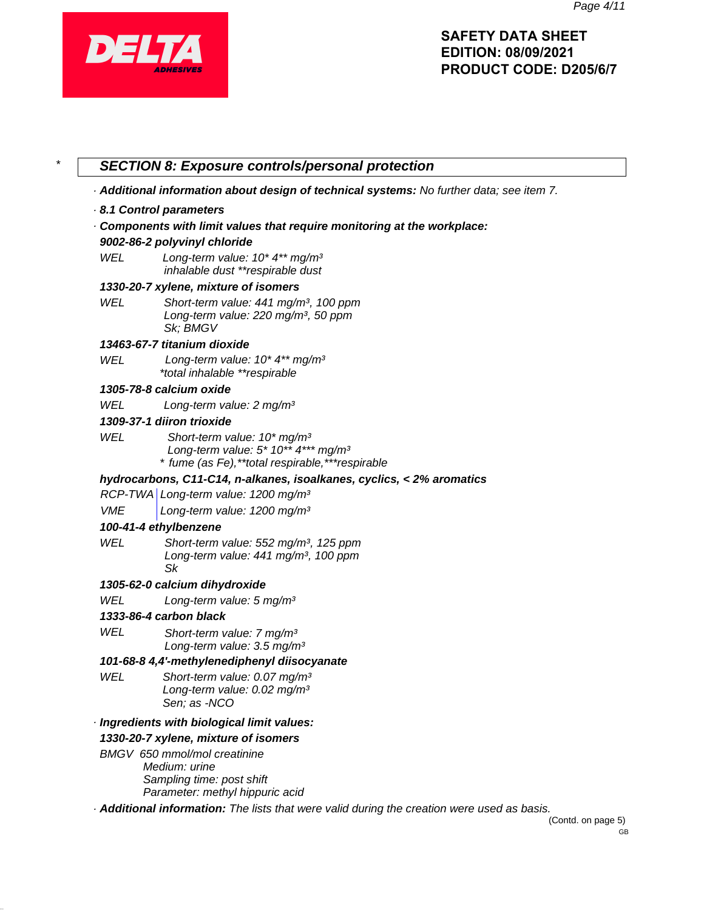## SECTION 8: Exposure controls/personal protection

· **Additional information about design of technical systems:** No further data; see item 7.

· **8.1 Control parameters**

· **Components with limit values that require monitoring at the workplace:**

**9002-86-2 polyvinyl chloride**

WEL Long-term value: 10* 4** mg/m³
inhalable dust **respirable dust

**1330-20-7 xylene, mixture of isomers**

WEL Short-term value: 441 mg/m³, 100 ppm
Long-term value: 220 mg/m³, 50 ppm
Sk; BMGV

**13463-67-7 titanium dioxide**

WEL Long-term value: 10* 4** mg/m³
*total inhalable **respirable

**1305-78-8 calcium oxide**

WEL Long-term value: 2 mg/m³

**1309-37-1 diiron trioxide**

WEL Short-term value: 10* mg/m³
Long-term value: 5* 10** 4*** mg/m³
* fume (as Fe),**total respirable,***respirable

**hydrocarbons, C11-C14, n-alkanes, isoalkanes, cyclics, < 2% aromatics**

RCP-TWA Long-term value: 1200 mg/m³

VME Long-term value: 1200 mg/m³

**100-41-4 ethylbenzene**

WEL Short-term value: 552 mg/m³, 125 ppm
Long-term value: 441 mg/m³, 100 ppm
Sk

**1305-62-0 calcium dihydroxide**

WEL Long-term value: 5 mg/m³

**1333-86-4 carbon black**

WEL Short-term value: 7 mg/m³
Long-term value: 3.5 mg/m³

**101-68-8 4,4'-methylenediphenyl diisocyanate**

WEL Short-term value: 0.07 mg/m³
Long-term value: 0.02 mg/m³
Sen; as -NCO

· **Ingredients with biological limit values:**

**1330-20-7 xylene, mixture of isomers**

BMGV 650 mmol/mol creatinine
Medium: urine
Sampling time: post shift
Parameter: methyl hippuric acid

· **Additional information:** The lists that were valid during the creation were used as basis.

(Contd. on page 5)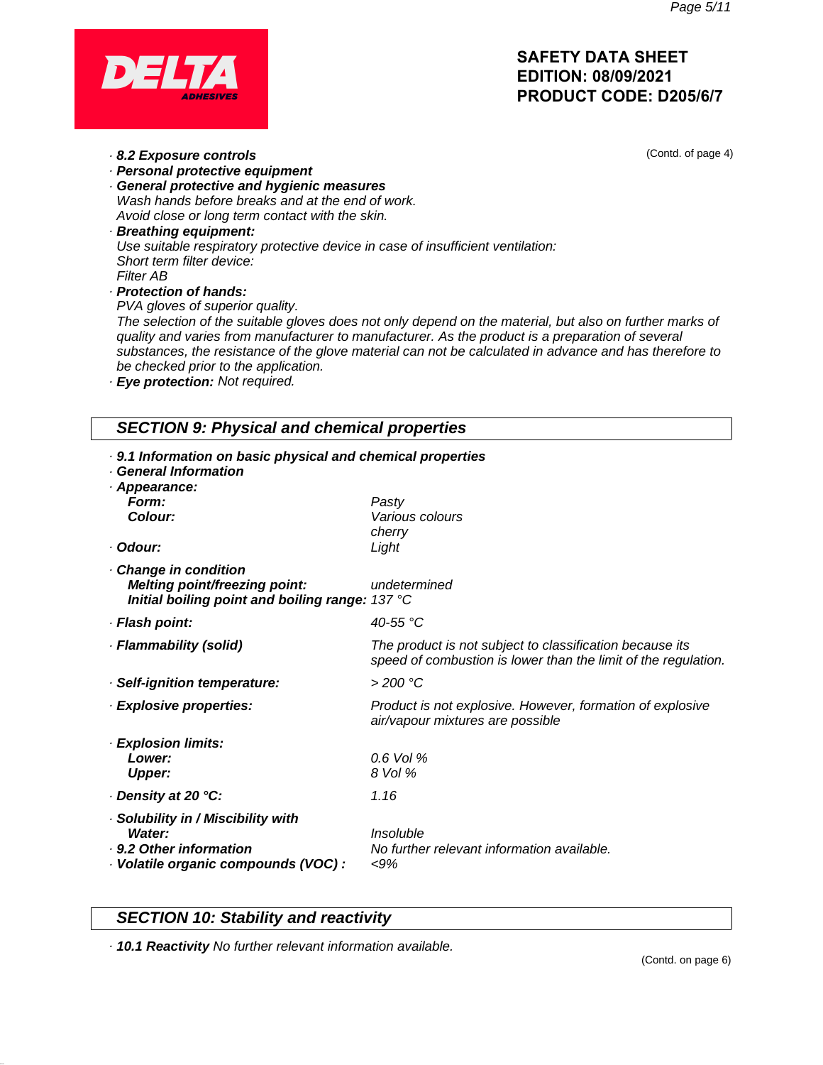· ***8.2 Exposure controls***

(Contd. of page 4)

· ***Personal protective equipment***

· ***General protective and hygienic measures***
*Wash hands before breaks and at the end of work.*
*Avoid close or long term contact with the skin.*

· ***Breathing equipment:***
*Use suitable respiratory protective device in case of insufficient ventilation:*
*Short term filter device:*
*Filter AB*

· ***Protection of hands:***
*PVA gloves of superior quality.*
*The selection of the suitable gloves does not only depend on the material, but also on further marks of quality and varies from manufacturer to manufacturer. As the product is a preparation of several substances, the resistance of the glove material can not be calculated in advance and has therefore to be checked prior to the application.*

· ***Eye protection:*** *Not required.*

## *SECTION 9: Physical and chemical properties*

· ***9.1 Information on basic physical and chemical properties***

· ***General Information***

| | |
|---|---|
| · ***Appearance:*** | |
| ***Form:*** | *Pasty* |
| ***Colour:*** | *Various colours* |
| | *cherry* |
| · ***Odour:*** | *Light* |
| · ***Change in condition*** | |
| ***Melting point/freezing point:*** | *undetermined* |
| ***Initial boiling point and boiling range:*** | *137 °C* |
| · ***Flash point:*** | *40-55 °C* |
| · ***Flammability (solid)*** | *The product is not subject to classification because its speed of combustion is lower than the limit of the regulation.* |
| · ***Self-ignition temperature:*** | *> 200 °C* |
| · ***Explosive properties:*** | *Product is not explosive. However, formation of explosive air/vapour mixtures are possible* |
| · ***Explosion limits:*** | |
| ***Lower:*** | *0.6 Vol %* |
| ***Upper:*** | *8 Vol %* |
| · ***Density at 20 °C:*** | *1.16* |
| · ***Solubility in / Miscibility with*** | |
| ***Water:*** | *Insoluble* |
| · ***9.2 Other information*** | *No further relevant information available.* |
| · ***Volatile organic compounds (VOC) :*** | *<9%* |

## *SECTION 10: Stability and reactivity*

· ***10.1 Reactivity*** *No further relevant information available.*

(Contd. on page 6)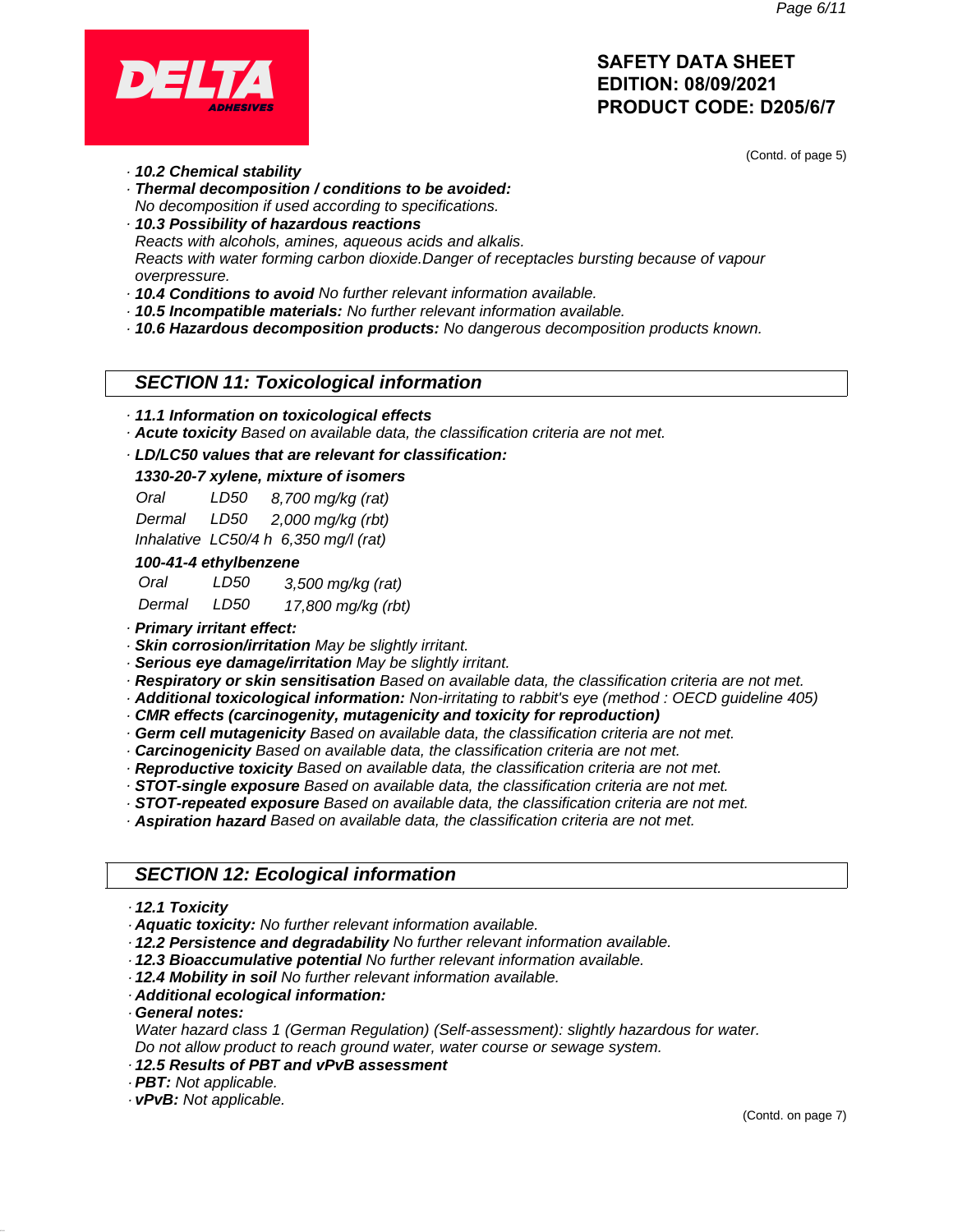(Contd. of page 5)

· **10.2 Chemical stability**
· **Thermal decomposition / conditions to be avoided:**
No decomposition if used according to specifications.
· **10.3 Possibility of hazardous reactions**
Reacts with alcohols, amines, aqueous acids and alkalis.
Reacts with water forming carbon dioxide.Danger of receptacles bursting because of vapour overpressure.
· **10.4 Conditions to avoid** No further relevant information available.
· **10.5 Incompatible materials:** No further relevant information available.
· **10.6 Hazardous decomposition products:** No dangerous decomposition products known.

## SECTION 11: Toxicological information

· **11.1 Information on toxicological effects**
· **Acute toxicity** Based on available data, the classification criteria are not met.
· **LD/LC50 values that are relevant for classification:**

**1330-20-7 xylene, mixture of isomers**

| | | |
|---|---|---|
| Oral | LD50 | 8,700 mg/kg (rat) |
| Dermal | LD50 | 2,000 mg/kg (rbt) |
| Inhalative | LC50/4 h | 6,350 mg/l (rat) |

**100-41-4 ethylbenzene**

| | | |
|---|---|---|
| Oral | LD50 | 3,500 mg/kg (rat) |
| Dermal | LD50 | 17,800 mg/kg (rbt) |

· **Primary irritant effect:**
· **Skin corrosion/irritation** May be slightly irritant.
· **Serious eye damage/irritation** May be slightly irritant.
· **Respiratory or skin sensitisation** Based on available data, the classification criteria are not met.
· **Additional toxicological information:** Non-irritating to rabbit's eye (method : OECD guideline 405)
· **CMR effects (carcinogenity, mutagenicity and toxicity for reproduction)**
· **Germ cell mutagenicity** Based on available data, the classification criteria are not met.
· **Carcinogenicity** Based on available data, the classification criteria are not met.
· **Reproductive toxicity** Based on available data, the classification criteria are not met.
· **STOT-single exposure** Based on available data, the classification criteria are not met.
· **STOT-repeated exposure** Based on available data, the classification criteria are not met.
· **Aspiration hazard** Based on available data, the classification criteria are not met.

## SECTION 12: Ecological information

· **12.1 Toxicity**
· **Aquatic toxicity:** No further relevant information available.
· **12.2 Persistence and degradability** No further relevant information available.
· **12.3 Bioaccumulative potential** No further relevant information available.
· **12.4 Mobility in soil** No further relevant information available.
· **Additional ecological information:**
· **General notes:**
Water hazard class 1 (German Regulation) (Self-assessment): slightly hazardous for water.
Do not allow product to reach ground water, water course or sewage system.
· **12.5 Results of PBT and vPvB assessment**
· **PBT:** Not applicable.
· **vPvB:** Not applicable.

(Contd. on page 7)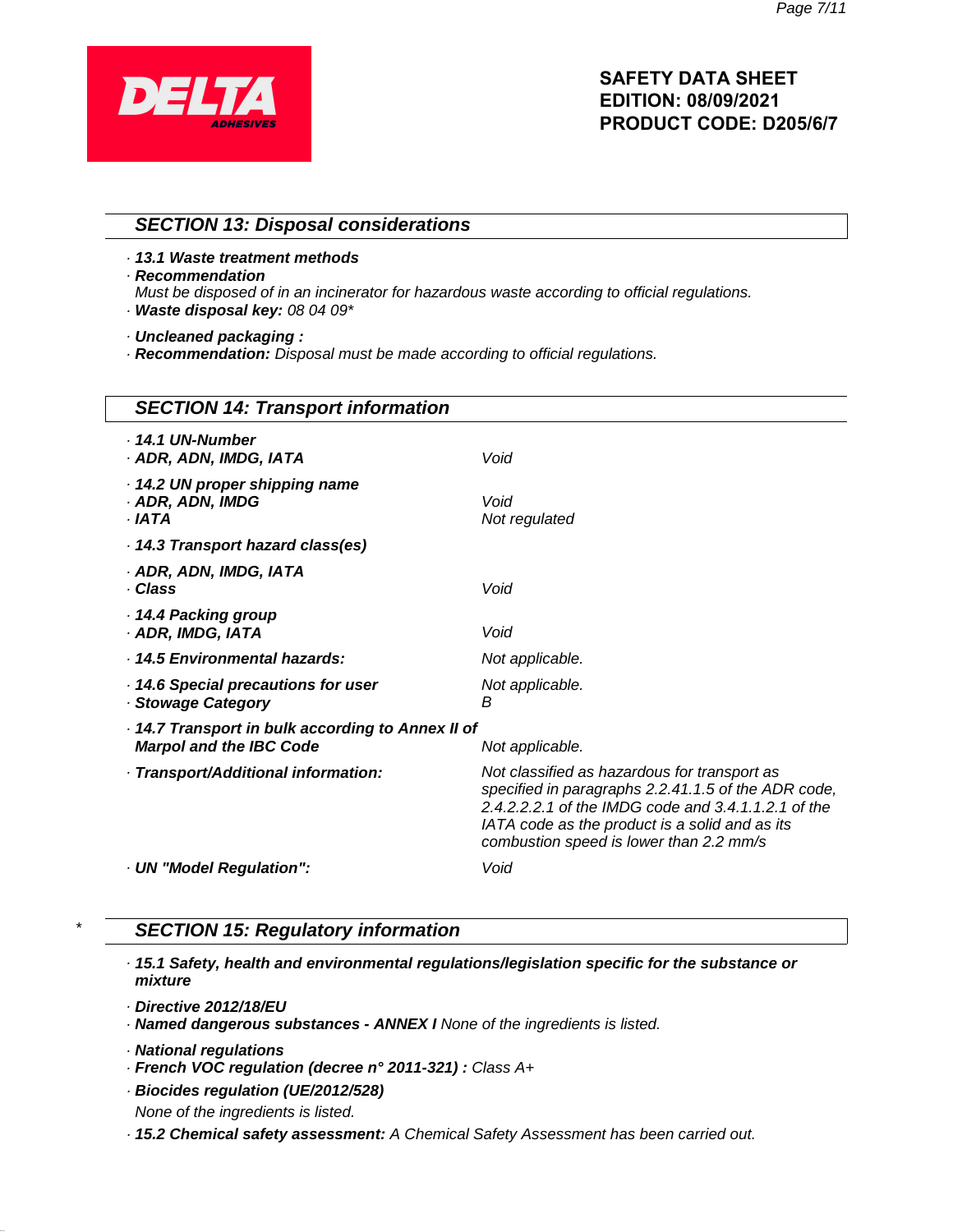## SECTION 13: Disposal considerations

· ***13.1 Waste treatment methods***
· ***Recommendation***
*Must be disposed of in an incinerator for hazardous waste according to official regulations.*
· ***Waste disposal key:*** *08 04 09**

· ***Uncleaned packaging :***
· ***Recommendation:*** *Disposal must be made according to official regulations.*

## SECTION 14: Transport information

| | |
|---|---|
| · ***14.1 UN-Number*** | |
| · ***ADR, ADN, IMDG, IATA*** | *Void* |
| · ***14.2 UN proper shipping name*** | |
| · ***ADR, ADN, IMDG*** | *Void* |
| · ***IATA*** | *Not regulated* |
| · ***14.3 Transport hazard class(es)*** | |
| · ***ADR, ADN, IMDG, IATA*** | |
| · ***Class*** | *Void* |
| · ***14.4 Packing group*** | |
| · ***ADR, IMDG, IATA*** | *Void* |
| · ***14.5 Environmental hazards:*** | *Not applicable.* |
| · ***14.6 Special precautions for user*** | *Not applicable.* |
| · ***Stowage Category*** | *B* |
| · ***14.7 Transport in bulk according to Annex II of Marpol and the IBC Code*** | *Not applicable.* |
| · ***Transport/Additional information:*** | *Not classified as hazardous for transport as specified in paragraphs 2.2.41.1.5 of the ADR code, 2.4.2.2.2.1 of the IMDG code and 3.4.1.1.2.1 of the IATA code as the product is a solid and as its combustion speed is lower than 2.2 mm/s* |
| · ***UN "Model Regulation":*** | *Void* |

## * SECTION 15: Regulatory information

· ***15.1 Safety, health and environmental regulations/legislation specific for the substance or mixture***

· ***Directive 2012/18/EU***
· ***Named dangerous substances - ANNEX I*** *None of the ingredients is listed.*

· ***National regulations***
· ***French VOC regulation (decree n° 2011-321) :*** *Class A+*
· ***Biocides regulation (UE/2012/528)***
*None of the ingredients is listed.*
· ***15.2 Chemical safety assessment:*** *A Chemical Safety Assessment has been carried out.*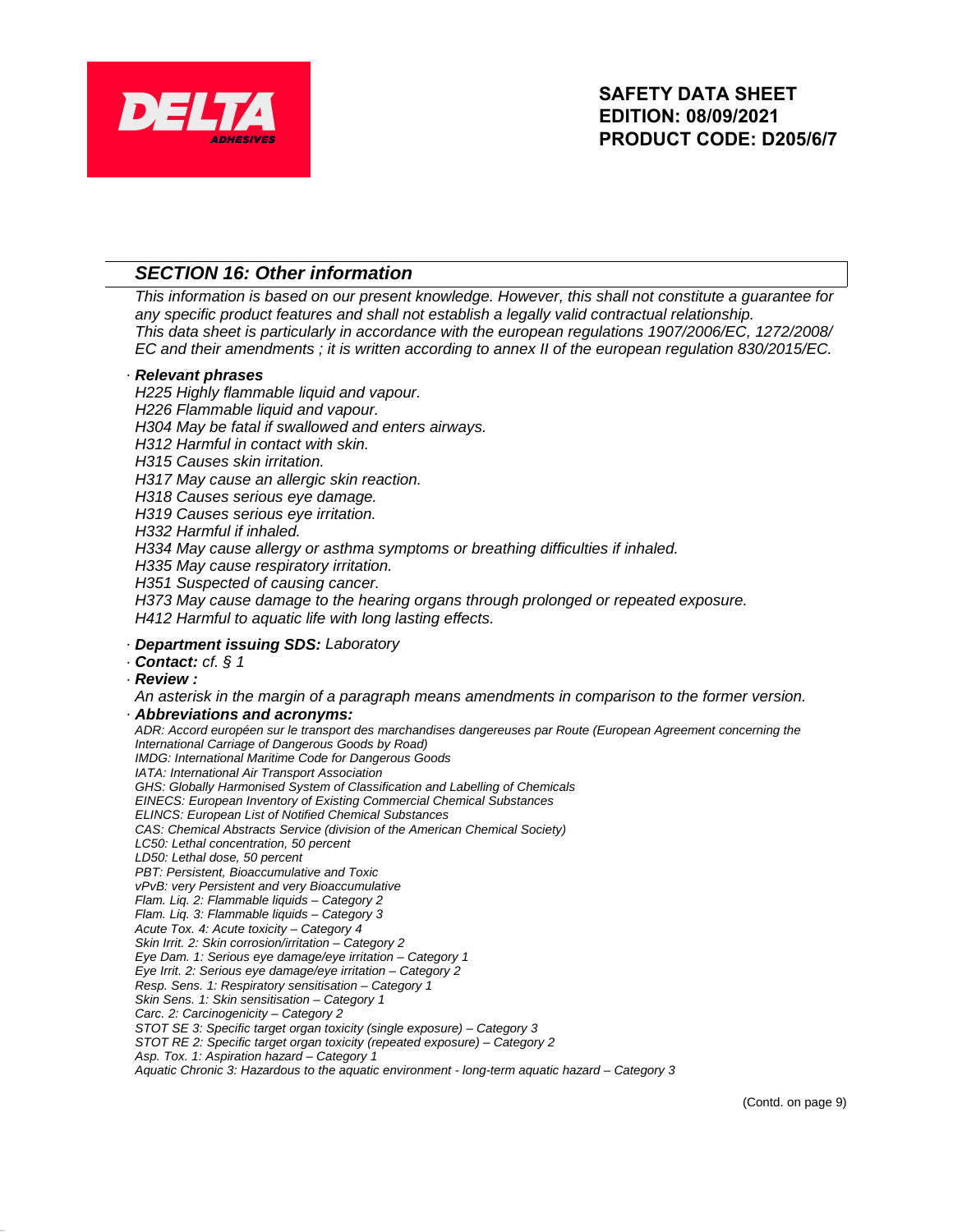## *SECTION 16: Other information*

*This information is based on our present knowledge. However, this shall not constitute a guarantee for any specific product features and shall not establish a legally valid contractual relationship.*
*This data sheet is particularly in accordance with the european regulations 1907/2006/EC, 1272/2008/EC and their amendments ; it is written according to annex II of the european regulation 830/2015/EC.*

· ***Relevant phrases***
*H225 Highly flammable liquid and vapour.*
*H226 Flammable liquid and vapour.*
*H304 May be fatal if swallowed and enters airways.*
*H312 Harmful in contact with skin.*
*H315 Causes skin irritation.*
*H317 May cause an allergic skin reaction.*
*H318 Causes serious eye damage.*
*H319 Causes serious eye irritation.*
*H332 Harmful if inhaled.*
*H334 May cause allergy or asthma symptoms or breathing difficulties if inhaled.*
*H335 May cause respiratory irritation.*
*H351 Suspected of causing cancer.*
*H373 May cause damage to the hearing organs through prolonged or repeated exposure.*
*H412 Harmful to aquatic life with long lasting effects.*

· ***Department issuing SDS:*** *Laboratory*
· ***Contact:*** *cf. § 1*
· ***Review :***
*An asterisk in the margin of a paragraph means amendments in comparison to the former version.*
· ***Abbreviations and acronyms:***
*ADR: Accord européen sur le transport des marchandises dangereuses par Route (European Agreement concerning the International Carriage of Dangerous Goods by Road)*
*IMDG: International Maritime Code for Dangerous Goods*
*IATA: International Air Transport Association*
*GHS: Globally Harmonised System of Classification and Labelling of Chemicals*
*EINECS: European Inventory of Existing Commercial Chemical Substances*
*ELINCS: European List of Notified Chemical Substances*
*CAS: Chemical Abstracts Service (division of the American Chemical Society)*
*LC50: Lethal concentration, 50 percent*
*LD50: Lethal dose, 50 percent*
*PBT: Persistent, Bioaccumulative and Toxic*
*vPvB: very Persistent and very Bioaccumulative*
*Flam. Liq. 2: Flammable liquids – Category 2*
*Flam. Liq. 3: Flammable liquids – Category 3*
*Acute Tox. 4: Acute toxicity – Category 4*
*Skin Irrit. 2: Skin corrosion/irritation – Category 2*
*Eye Dam. 1: Serious eye damage/eye irritation – Category 1*
*Eye Irrit. 2: Serious eye damage/eye irritation – Category 2*
*Resp. Sens. 1: Respiratory sensitisation – Category 1*
*Skin Sens. 1: Skin sensitisation – Category 1*
*Carc. 2: Carcinogenicity – Category 2*
*STOT SE 3: Specific target organ toxicity (single exposure) – Category 3*
*STOT RE 2: Specific target organ toxicity (repeated exposure) – Category 2*
*Asp. Tox. 1: Aspiration hazard – Category 1*
*Aquatic Chronic 3: Hazardous to the aquatic environment - long-term aquatic hazard – Category 3*

(Contd. on page 9)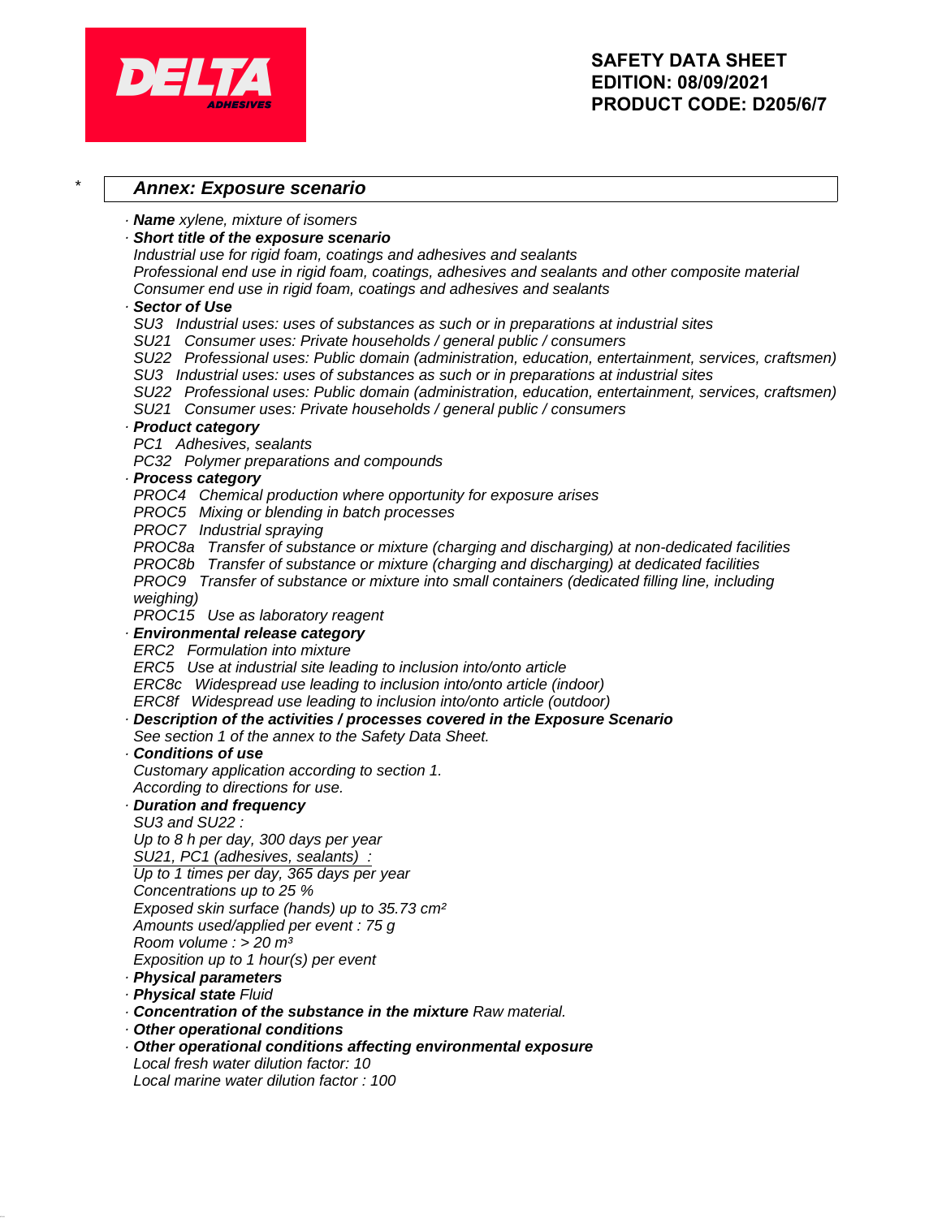\* **Annex: Exposure scenario**

· **Name** xylene, mixture of isomers

· **Short title of the exposure scenario**
Industrial use for rigid foam, coatings and adhesives and sealants
Professional end use in rigid foam, coatings, adhesives and sealants and other composite material
Consumer end use in rigid foam, coatings and adhesives and sealants

· **Sector of Use**
SU3 Industrial uses: uses of substances as such or in preparations at industrial sites
SU21 Consumer uses: Private households / general public / consumers
SU22 Professional uses: Public domain (administration, education, entertainment, services, craftsmen)
SU3 Industrial uses: uses of substances as such or in preparations at industrial sites
SU22 Professional uses: Public domain (administration, education, entertainment, services, craftsmen)
SU21 Consumer uses: Private households / general public / consumers

· **Product category**
PC1 Adhesives, sealants
PC32 Polymer preparations and compounds

· **Process category**
PROC4 Chemical production where opportunity for exposure arises
PROC5 Mixing or blending in batch processes
PROC7 Industrial spraying
PROC8a Transfer of substance or mixture (charging and discharging) at non-dedicated facilities
PROC8b Transfer of substance or mixture (charging and discharging) at dedicated facilities
PROC9 Transfer of substance or mixture into small containers (dedicated filling line, including weighing)
PROC15 Use as laboratory reagent

· **Environmental release category**
ERC2 Formulation into mixture
ERC5 Use at industrial site leading to inclusion into/onto article
ERC8c Widespread use leading to inclusion into/onto article (indoor)
ERC8f Widespread use leading to inclusion into/onto article (outdoor)

· **Description of the activities / processes covered in the Exposure Scenario**
See section 1 of the annex to the Safety Data Sheet.

· **Conditions of use**
Customary application according to section 1.
According to directions for use.

· **Duration and frequency**
SU3 and SU22 :
Up to 8 h per day, 300 days per year
SU21, PC1 (adhesives, sealants) :
Up to 1 times per day, 365 days per year
Concentrations up to 25 %
Exposed skin surface (hands) up to 35.73 cm²
Amounts used/applied per event : 75 g
Room volume : > 20 m³
Exposition up to 1 hour(s) per event

· **Physical parameters**

· **Physical state** Fluid

· **Concentration of the substance in the mixture** Raw material.

· **Other operational conditions**

· **Other operational conditions affecting environmental exposure**
Local fresh water dilution factor: 10
Local marine water dilution factor : 100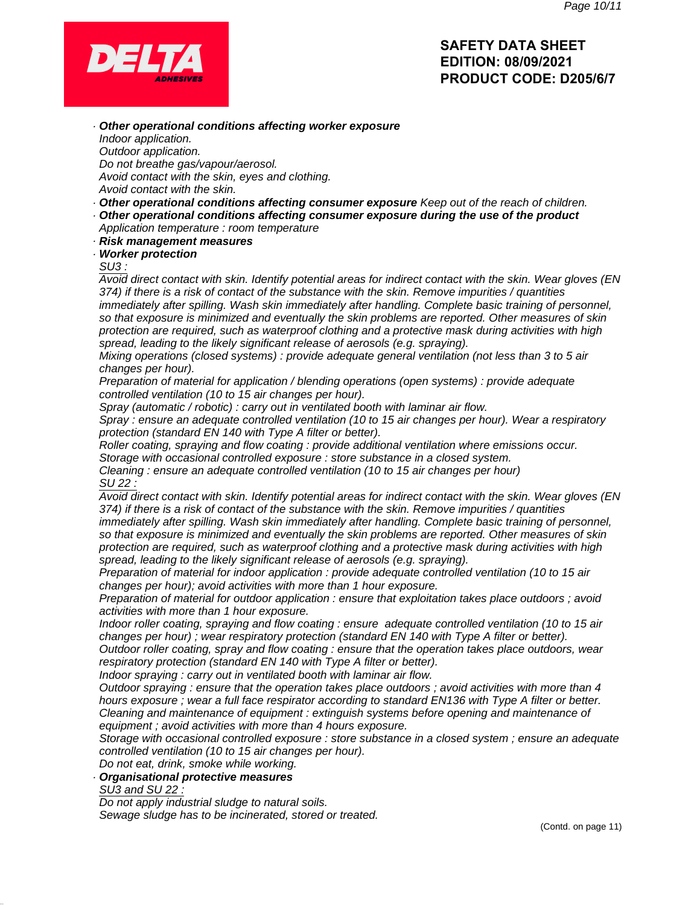· ***Other operational conditions affecting worker exposure***
*Indoor application.*
*Outdoor application.*
*Do not breathe gas/vapour/aerosol.*
*Avoid contact with the skin, eyes and clothing.*
*Avoid contact with the skin.*

· ***Other operational conditions affecting consumer exposure*** *Keep out of the reach of children.*

· ***Other operational conditions affecting consumer exposure during the use of the product***
*Application temperature : room temperature*

· ***Risk management measures***

· ***Worker protection***
*SU3 :*
*Avoid direct contact with skin. Identify potential areas for indirect contact with the skin. Wear gloves (EN 374) if there is a risk of contact of the substance with the skin. Remove impurities / quantities immediately after spilling. Wash skin immediately after handling. Complete basic training of personnel, so that exposure is minimized and eventually the skin problems are reported. Other measures of skin protection are required, such as waterproof clothing and a protective mask during activities with high spread, leading to the likely significant release of aerosols (e.g. spraying).*
*Mixing operations (closed systems) : provide adequate general ventilation (not less than 3 to 5 air changes per hour).*
*Preparation of material for application / blending operations (open systems) : provide adequate controlled ventilation (10 to 15 air changes per hour).*
*Spray (automatic / robotic) : carry out in ventilated booth with laminar air flow.*
*Spray : ensure an adequate controlled ventilation (10 to 15 air changes per hour). Wear a respiratory protection (standard EN 140 with Type A filter or better).*
*Roller coating, spraying and flow coating : provide additional ventilation where emissions occur.*
*Storage with occasional controlled exposure : store substance in a closed system.*
*Cleaning : ensure an adequate controlled ventilation (10 to 15 air changes per hour)*
*SU 22 :*
*Avoid direct contact with skin. Identify potential areas for indirect contact with the skin. Wear gloves (EN 374) if there is a risk of contact of the substance with the skin. Remove impurities / quantities immediately after spilling. Wash skin immediately after handling. Complete basic training of personnel, so that exposure is minimized and eventually the skin problems are reported. Other measures of skin protection are required, such as waterproof clothing and a protective mask during activities with high spread, leading to the likely significant release of aerosols (e.g. spraying).*
*Preparation of material for indoor application : provide adequate controlled ventilation (10 to 15 air changes per hour); avoid activities with more than 1 hour exposure.*
*Preparation of material for outdoor application : ensure that exploitation takes place outdoors ; avoid activities with more than 1 hour exposure.*
*Indoor roller coating, spraying and flow coating : ensure adequate controlled ventilation (10 to 15 air changes per hour) ; wear respiratory protection (standard EN 140 with Type A filter or better).*
*Outdoor roller coating, spray and flow coating : ensure that the operation takes place outdoors, wear respiratory protection (standard EN 140 with Type A filter or better).*
*Indoor spraying : carry out in ventilated booth with laminar air flow.*
*Outdoor spraying : ensure that the operation takes place outdoors ; avoid activities with more than 4 hours exposure ; wear a full face respirator according to standard EN136 with Type A filter or better.*
*Cleaning and maintenance of equipment : extinguish systems before opening and maintenance of equipment ; avoid activities with more than 4 hours exposure.*
*Storage with occasional controlled exposure : store substance in a closed system ; ensure an adequate controlled ventilation (10 to 15 air changes per hour).*
*Do not eat, drink, smoke while working.*

· ***Organisational protective measures***
*SU3 and SU 22 :*
*Do not apply industrial sludge to natural soils.*
*Sewage sludge has to be incinerated, stored or treated.*

(Contd. on page 11)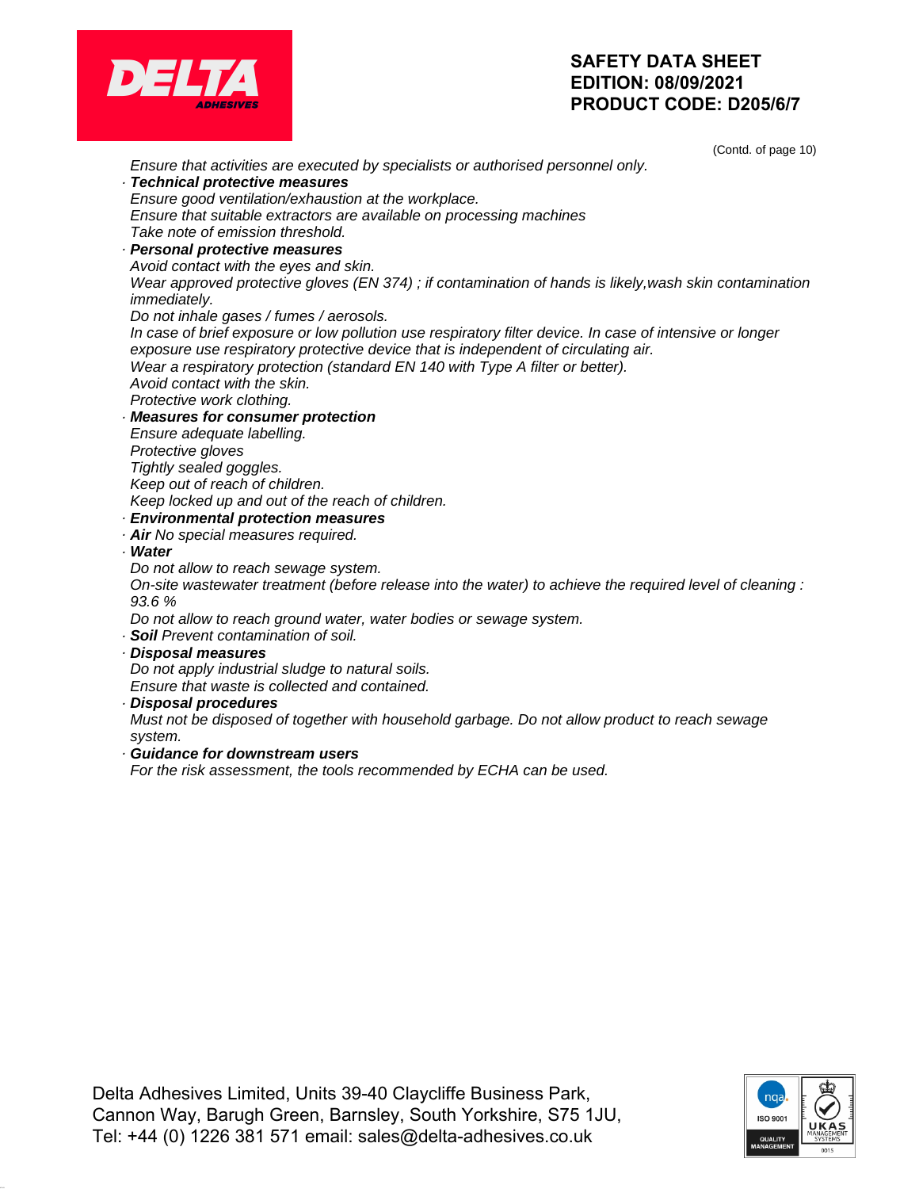(Contd. of page 10)

*Ensure that activities are executed by specialists or authorised personnel only.*

· ***Technical protective measures***

*Ensure good ventilation/exhaustion at the workplace.*
*Ensure that suitable extractors are available on processing machines*
*Take note of emission threshold.*

· ***Personal protective measures***

*Avoid contact with the eyes and skin.*
*Wear approved protective gloves (EN 374) ; if contamination of hands is likely,wash skin contamination immediately.*
*Do not inhale gases / fumes / aerosols.*
*In case of brief exposure or low pollution use respiratory filter device. In case of intensive or longer exposure use respiratory protective device that is independent of circulating air.*
*Wear a respiratory protection (standard EN 140 with Type A filter or better).*
*Avoid contact with the skin.*
*Protective work clothing.*

· ***Measures for consumer protection***

*Ensure adequate labelling.*
*Protective gloves*
*Tightly sealed goggles.*
*Keep out of reach of children.*
*Keep locked up and out of the reach of children.*

· ***Environmental protection measures***

· ***Air*** *No special measures required.*

· ***Water***

*Do not allow to reach sewage system.*
*On-site wastewater treatment (before release into the water) to achieve the required level of cleaning : 93.6 %*
*Do not allow to reach ground water, water bodies or sewage system.*

· ***Soil*** *Prevent contamination of soil.*

· ***Disposal measures***

*Do not apply industrial sludge to natural soils.*
*Ensure that waste is collected and contained.*

· ***Disposal procedures***

*Must not be disposed of together with household garbage. Do not allow product to reach sewage system.*

· ***Guidance for downstream users***

*For the risk assessment, the tools recommended by ECHA can be used.*